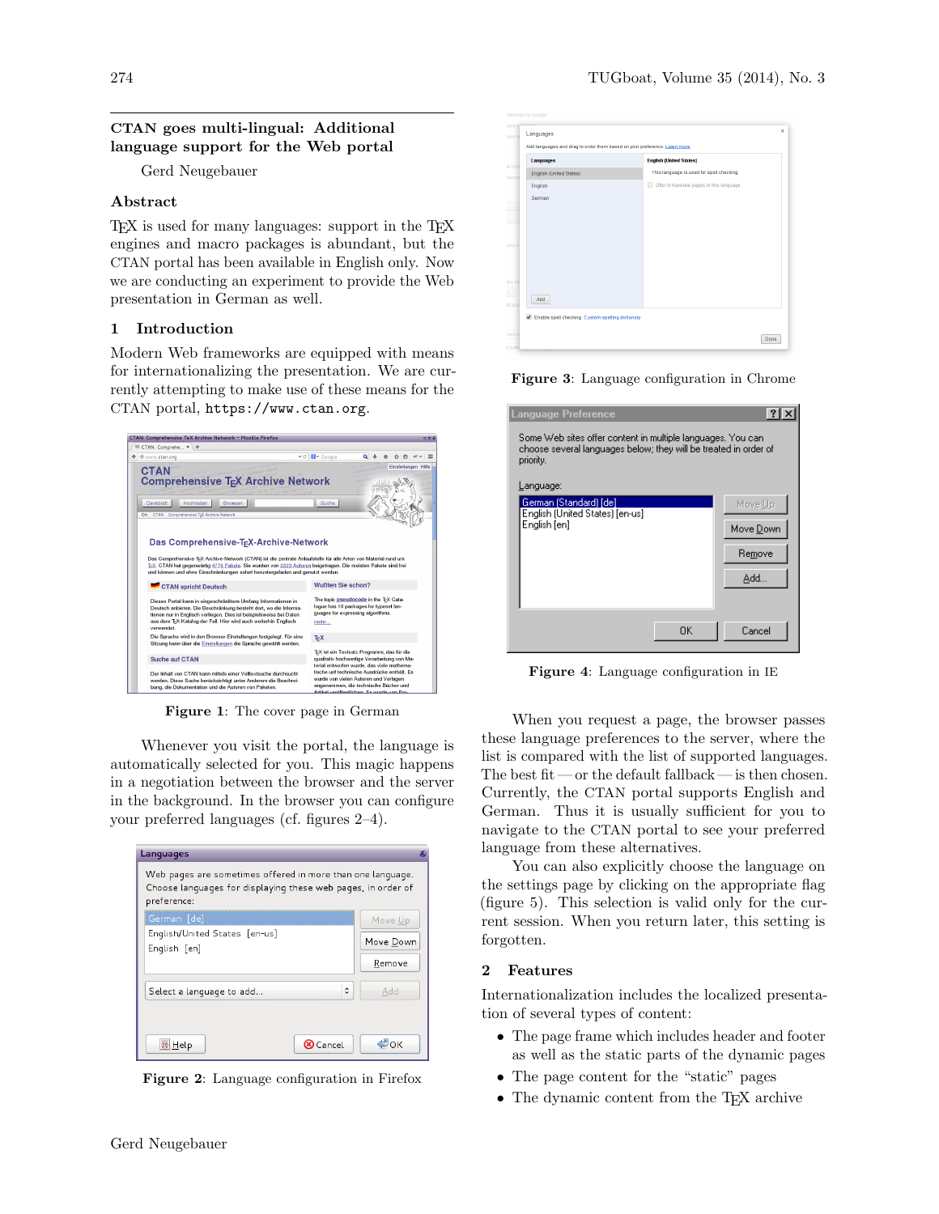# CTAN goes multi-lingual: Additional language support for the Web portal

Gerd Neugebauer

## Abstract

TEX is used for many languages: support in the TEX engines and macro packages is abundant, but the CTAN portal has been available in English only. Now we are conducting an experiment to provide the Web presentation in German as well.

## 1 Introduction

Modern Web frameworks are equipped with means for internationalizing the presentation. We are currently attempting to make use of these means for the CTAN portal, `https://www.ctan.org`.

**Figure 1**: The cover page in German

Whenever you visit the portal, the language is automatically selected for you. This magic happens in a negotiation between the browser and the server in the background. In the browser you can configure your preferred languages (cf. figures 2–4).

**Figure 2**: Language configuration in Firefox

**Figure 3**: Language configuration in Chrome

**Figure 4**: Language configuration in IE

When you request a page, the browser passes these language preferences to the server, where the list is compared with the list of supported languages. The best fit — or the default fallback — is then chosen. Currently, the CTAN portal supports English and German. Thus it is usually sufficient for you to navigate to the CTAN portal to see your preferred language from these alternatives.

You can also explicitly choose the language on the settings page by clicking on the appropriate flag (figure 5). This selection is valid only for the current session. When you return later, this setting is forgotten.

## 2 Features

Internationalization includes the localized presentation of several types of content:

- The page frame which includes header and footer as well as the static parts of the dynamic pages
- The page content for the "static" pages
- The dynamic content from the TEX archive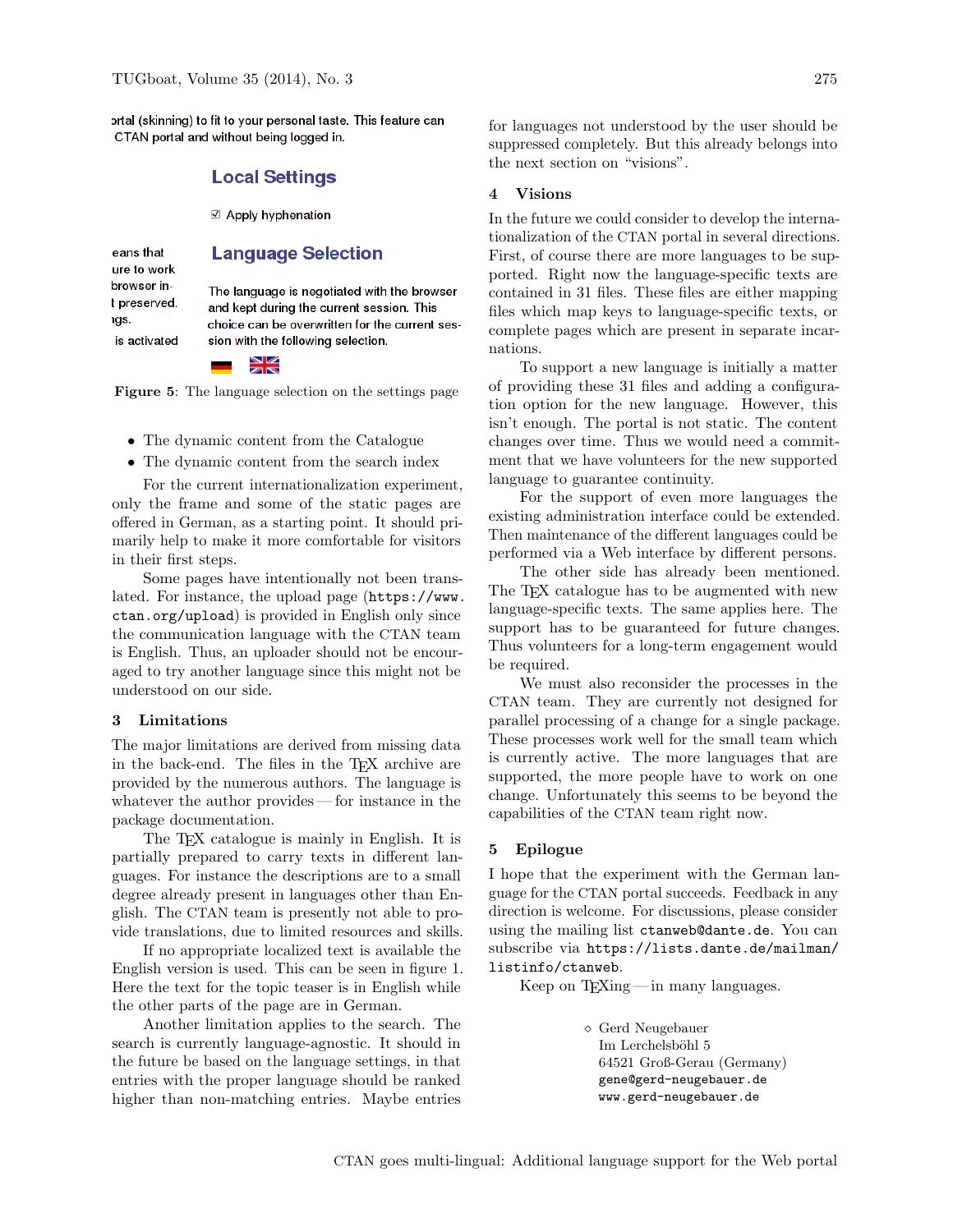Figure 5: The language selection on the settings page

- The dynamic content from the Catalogue
- The dynamic content from the search index

For the current internationalization experiment, only the frame and some of the static pages are offered in German, as a starting point. It should primarily help to make it more comfortable for visitors in their first steps.

Some pages have intentionally not been translated. For instance, the upload page (`https://www.ctan.org/upload`) is provided in English only since the communication language with the CTAN team is English. Thus, an uploader should not be encouraged to try another language since this might not be understood on our side.

## 3 Limitations

The major limitations are derived from missing data in the back-end. The files in the TEX archive are provided by the numerous authors. The language is whatever the author provides — for instance in the package documentation.

The TEX catalogue is mainly in English. It is partially prepared to carry texts in different languages. For instance the descriptions are to a small degree already present in languages other than English. The CTAN team is presently not able to provide translations, due to limited resources and skills.

If no appropriate localized text is available the English version is used. This can be seen in figure 1. Here the text for the topic teaser is in English while the other parts of the page are in German.

Another limitation applies to the search. The search is currently language-agnostic. It should in the future be based on the language settings, in that entries with the proper language should be ranked higher than non-matching entries. Maybe entries for languages not understood by the user should be suppressed completely. But this already belongs into the next section on "visions".

## 4 Visions

In the future we could consider to develop the internationalization of the CTAN portal in several directions. First, of course there are more languages to be supported. Right now the language-specific texts are contained in 31 files. These files are either mapping files which map keys to language-specific texts, or complete pages which are present in separate incarnations.

To support a new language is initially a matter of providing these 31 files and adding a configuration option for the new language. However, this isn't enough. The portal is not static. The content changes over time. Thus we would need a commitment that we have volunteers for the new supported language to guarantee continuity.

For the support of even more languages the existing administration interface could be extended. Then maintenance of the different languages could be performed via a Web interface by different persons.

The other side has already been mentioned. The TEX catalogue has to be augmented with new language-specific texts. The same applies here. The support has to be guaranteed for future changes. Thus volunteers for a long-term engagement would be required.

We must also reconsider the processes in the CTAN team. They are currently not designed for parallel processing of a change for a single package. These processes work well for the small team which is currently active. The more languages that are supported, the more people have to work on one change. Unfortunately this seems to be beyond the capabilities of the CTAN team right now.

## 5 Epilogue

I hope that the experiment with the German language for the CTAN portal succeeds. Feedback in any direction is welcome. For discussions, please consider using the mailing list `ctanweb@dante.de`. You can subscribe via `https://lists.dante.de/mailman/listinfo/ctanweb`.

Keep on TEXing — in many languages.

⋄ Gerd Neugebauer
Im Lerchelsböhl 5
64521 Groß-Gerau (Germany)
`gene@gerd-neugebauer.de`
`www.gerd-neugebauer.de`